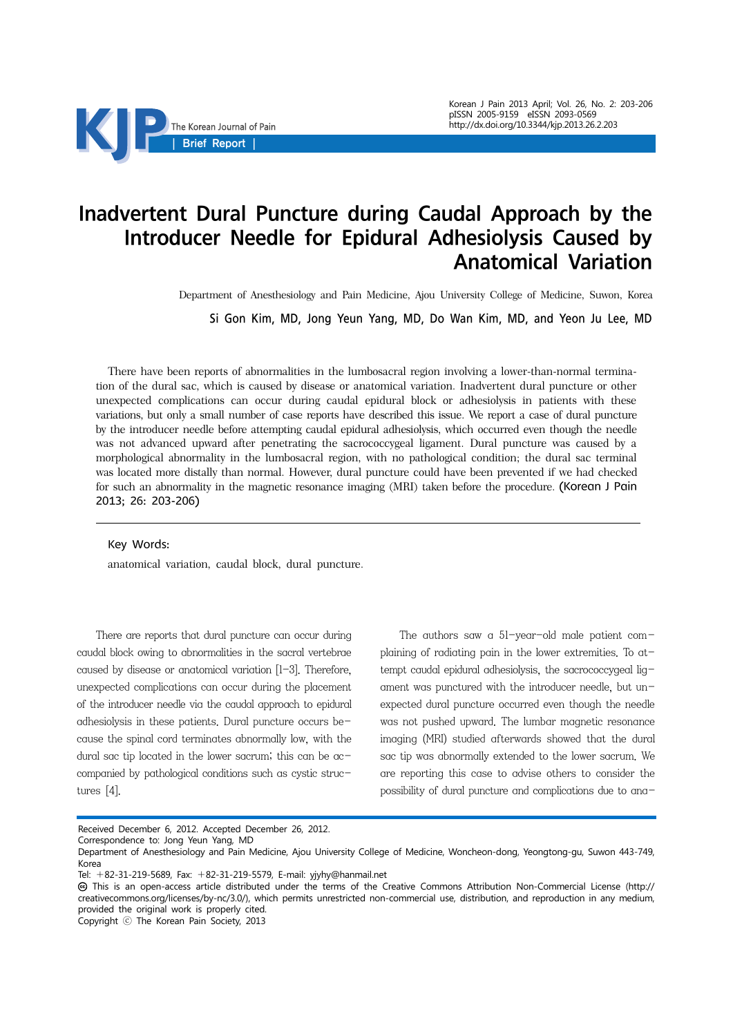# Inadvertent Dural Puncture during Caudal Approach by the Introducer Needle for Epidural Adhesiolysis Caused by Anatomical Variation

Department of Anesthesiology and Pain Medicine, Ajou University College of Medicine, Suwon, Korea

**Si Gon Kim, MD, Jong Yeun Yang, MD, Do Wan Kim, MD, and Yeon Ju Lee, MD**

There have been reports of abnormalities in the lumbosacral region involving a lower-than-normal termination of the dural sac, which is caused by disease or anatomical variation. Inadvertent dural puncture or other unexpected complications can occur during caudal epidural block or adhesiolysis in patients with these variations, but only a small number of case reports have described this issue. We report a case of dural puncture by the introducer needle before attempting caudal epidural adhesiolysis, which occurred even though the needle was not advanced upward after penetrating the sacrococcygeal ligament. Dural puncture was caused by a morphological abnormality in the lumbosacral region, with no pathological condition; the dural sac terminal was located more distally than normal. However, dural puncture could have been prevented if we had checked for such an abnormality in the magnetic resonance imaging (MRI) taken before the procedure. (Korean J Pain 2013; 26: 203-206)

**Key Words:**

anatomical variation, caudal block, dural puncture.

There are reports that dural puncture can occur during caudal block owing to abnormalities in the sacral vertebrae caused by disease or anatomical variation [1-3]. Therefore, unexpected complications can occur during the placement of the introducer needle via the caudal approach to epidural adhesiolysis in these patients. Dural puncture occurs because the spinal cord terminates abnormally low, with the dural sac tip located in the lower sacrum; this can be accompanied by pathological conditions such as cystic structures [4].

The authors saw a 51-year-old male patient complaining of radiating pain in the lower extremities. To attempt caudal epidural adhesiolysis, the sacrococcygeal ligament was punctured with the introducer needle, but unexpected dural puncture occurred even though the needle was not pushed upward. The lumbar magnetic resonance imaging (MRI) studied afterwards showed that the dural sac tip was abnormally extended to the lower sacrum. We are reporting this case to advise others to consider the possibility of dural puncture and complications due to ana-

Received December 6, 2012. Accepted December 26, 2012.
Correspondence to: Jong Yeun Yang, MD
Department of Anesthesiology and Pain Medicine, Ajou University College of Medicine, Woncheon-dong, Yeongtong-gu, Suwon 443-749, Korea
Tel: +82-31-219-5689, Fax: +82-31-219-5579, E-mail: yjyhy@hanmail.net
This is an open-access article distributed under the terms of the Creative Commons Attribution Non-Commercial License (http://creativecommons.org/licenses/by-nc/3.0/), which permits unrestricted non-commercial use, distribution, and reproduction in any medium, provided the original work is properly cited.
Copyright ⓒ The Korean Pain Society, 2013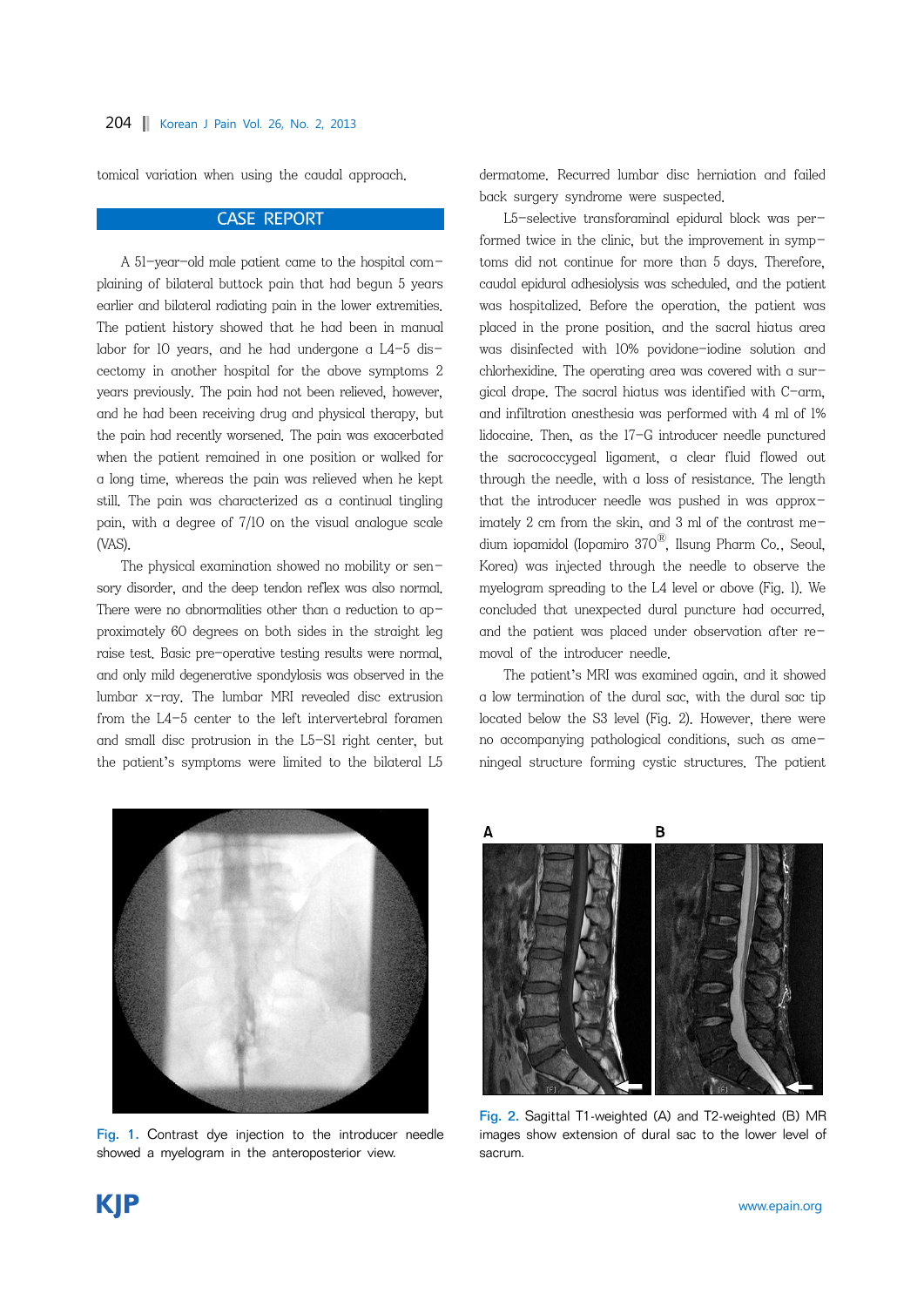tomical variation when using the caudal approach.

## CASE REPORT

A 51-year-old male patient came to the hospital complaining of bilateral buttock pain that had begun 5 years earlier and bilateral radiating pain in the lower extremities. The patient history showed that he had been in manual labor for 10 years, and he had undergone a L4-5 discectomy in another hospital for the above symptoms 2 years previously. The pain had not been relieved, however, and he had been receiving drug and physical therapy, but the pain had recently worsened. The pain was exacerbated when the patient remained in one position or walked for a long time, whereas the pain was relieved when he kept still. The pain was characterized as a continual tingling pain, with a degree of 7/10 on the visual analogue scale (VAS).

The physical examination showed no mobility or sensory disorder, and the deep tendon reflex was also normal. There were no abnormalities other than a reduction to approximately 60 degrees on both sides in the straight leg raise test. Basic pre-operative testing results were normal, and only mild degenerative spondylosis was observed in the lumbar x-ray. The lumbar MRI revealed disc extrusion from the L4-5 center to the left intervertebral foramen and small disc protrusion in the L5-S1 right center, but the patient's symptoms were limited to the bilateral L5 dermatome. Recurred lumbar disc herniation and failed back surgery syndrome were suspected.

L5-selective transforaminal epidural block was performed twice in the clinic, but the improvement in symptoms did not continue for more than 5 days. Therefore, caudal epidural adhesiolysis was scheduled, and the patient was hospitalized. Before the operation, the patient was placed in the prone position, and the sacral hiatus area was disinfected with 10% povidone-iodine solution and chlorhexidine. The operating area was covered with a surgical drape. The sacral hiatus was identified with C-arm, and infiltration anesthesia was performed with 4 ml of 1% lidocaine. Then, as the 17-G introducer needle punctured the sacrococcygeal ligament, a clear fluid flowed out through the needle, with a loss of resistance. The length that the introducer needle was pushed in was approximately 2 cm from the skin, and 3 ml of the contrast medium iopamidol (Iopamiro 370®, Ilsung Pharm Co., Seoul, Korea) was injected through the needle to observe the myelogram spreading to the L4 level or above (Fig. 1). We concluded that unexpected dural puncture had occurred, and the patient was placed under observation after removal of the introducer needle.

The patient's MRI was examined again, and it showed a low termination of the dural sac, with the dural sac tip located below the S3 level (Fig. 2). However, there were no accompanying pathological conditions, such as ameningeal structure forming cystic structures. The patient

Fig. 1. Contrast dye injection to the introducer needle showed a myelogram in the anteroposterior view.

Fig. 2. Sagittal T1-weighted (A) and T2-weighted (B) MR images show extension of dural sac to the lower level of sacrum.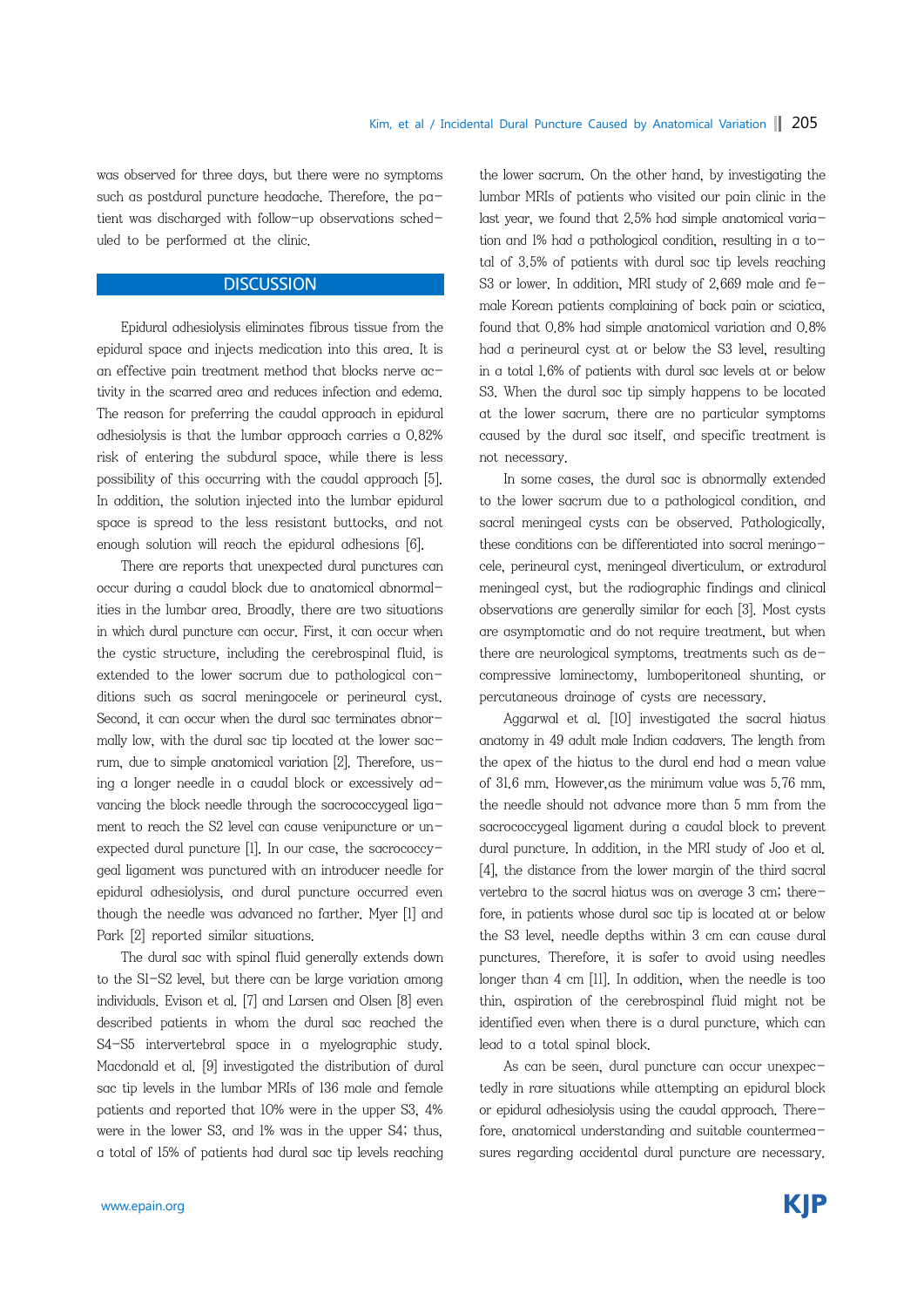was observed for three days, but there were no symptoms such as postdural puncture headache. Therefore, the patient was discharged with follow-up observations scheduled to be performed at the clinic.

## DISCUSSION

Epidural adhesiolysis eliminates fibrous tissue from the epidural space and injects medication into this area. It is an effective pain treatment method that blocks nerve activity in the scarred area and reduces infection and edema. The reason for preferring the caudal approach in epidural adhesiolysis is that the lumbar approach carries a 0.82% risk of entering the subdural space, while there is less possibility of this occurring with the caudal approach [5]. In addition, the solution injected into the lumbar epidural space is spread to the less resistant buttocks, and not enough solution will reach the epidural adhesions [6].

There are reports that unexpected dural punctures can occur during a caudal block due to anatomical abnormalities in the lumbar area. Broadly, there are two situations in which dural puncture can occur. First, it can occur when the cystic structure, including the cerebrospinal fluid, is extended to the lower sacrum due to pathological conditions such as sacral meningocele or perineural cyst. Second, it can occur when the dural sac terminates abnormally low, with the dural sac tip located at the lower sacrum, due to simple anatomical variation [2]. Therefore, using a longer needle in a caudal block or excessively advancing the block needle through the sacrococcygeal ligament to reach the S2 level can cause venipuncture or unexpected dural puncture [1]. In our case, the sacrococcygeal ligament was punctured with an introducer needle for epidural adhesiolysis, and dural puncture occurred even though the needle was advanced no farther. Myer [1] and Park [2] reported similar situations.

The dural sac with spinal fluid generally extends down to the S1-S2 level, but there can be large variation among individuals. Evison et al. [7] and Larsen and Olsen [8] even described patients in whom the dural sac reached the S4-S5 intervertebral space in a myelographic study. Macdonald et al. [9] investigated the distribution of dural sac tip levels in the lumbar MRIs of 136 male and female patients and reported that 10% were in the upper S3, 4% were in the lower S3, and 1% was in the upper S4; thus, a total of 15% of patients had dural sac tip levels reaching the lower sacrum. On the other hand, by investigating the lumbar MRIs of patients who visited our pain clinic in the last year, we found that 2.5% had simple anatomical variation and 1% had a pathological condition, resulting in a total of 3.5% of patients with dural sac tip levels reaching S3 or lower. In addition, MRI study of 2,669 male and female Korean patients complaining of back pain or sciatica, found that 0.8% had simple anatomical variation and 0.8% had a perineural cyst at or below the S3 level, resulting in a total 1.6% of patients with dural sac levels at or below S3. When the dural sac tip simply happens to be located at the lower sacrum, there are no particular symptoms caused by the dural sac itself, and specific treatment is not necessary.

In some cases, the dural sac is abnormally extended to the lower sacrum due to a pathological condition, and sacral meningeal cysts can be observed. Pathologically, these conditions can be differentiated into sacral meningocele, perineural cyst, meningeal diverticulum, or extradural meningeal cyst, but the radiographic findings and clinical observations are generally similar for each [3]. Most cysts are asymptomatic and do not require treatment, but when there are neurological symptoms, treatments such as decompressive laminectomy, lumboperitoneal shunting, or percutaneous drainage of cysts are necessary.

Aggarwal et al. [10] investigated the sacral hiatus anatomy in 49 adult male Indian cadavers. The length from the apex of the hiatus to the dural end had a mean value of 31.6 mm. However,as the minimum value was 5.76 mm, the needle should not advance more than 5 mm from the sacrococcygeal ligament during a caudal block to prevent dural puncture. In addition, in the MRI study of Joo et al. [4], the distance from the lower margin of the third sacral vertebra to the sacral hiatus was on average 3 cm; therefore, in patients whose dural sac tip is located at or below the S3 level, needle depths within 3 cm can cause dural punctures. Therefore, it is safer to avoid using needles longer than 4 cm [11]. In addition, when the needle is too thin, aspiration of the cerebrospinal fluid might not be identified even when there is a dural puncture, which can lead to a total spinal block.

As can be seen, dural puncture can occur unexpectedly in rare situations while attempting an epidural block or epidural adhesiolysis using the caudal approach. Therefore, anatomical understanding and suitable countermeasures regarding accidental dural puncture are necessary.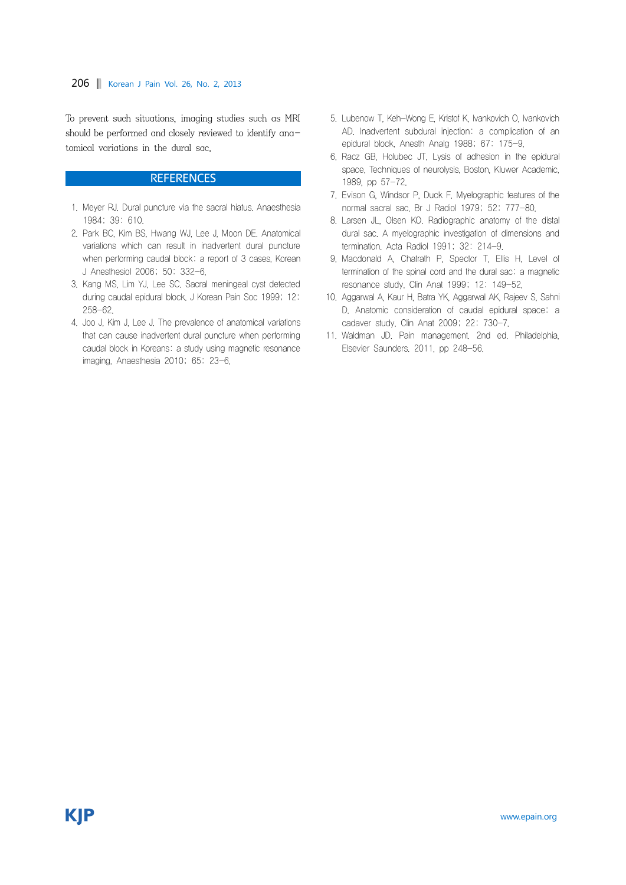To prevent such situations, imaging studies such as MRI should be performed and closely reviewed to identify anatomical variations in the dural sac.

## REFERENCES

1. Meyer RJ. Dural puncture via the sacral hiatus. Anaesthesia 1984; 39: 610.
2. Park BC, Kim BS, Hwang WJ, Lee J, Moon DE. Anatomical variations which can result in inadvertent dural puncture when performing caudal block: a report of 3 cases. Korean J Anesthesiol 2006; 50: 332-6.
3. Kang MS, Lim YJ, Lee SC. Sacral meningeal cyst detected during caudal epidural block. J Korean Pain Soc 1999; 12: 258-62.
4. Joo J, Kim J, Lee J. The prevalence of anatomical variations that can cause inadvertent dural puncture when performing caudal block in Koreans: a study using magnetic resonance imaging. Anaesthesia 2010; 65: 23-6.
5. Lubenow T, Keh-Wong E, Kristof K, Ivankovich O, Ivankovich AD. Inadvertent subdural injection: a complication of an epidural block. Anesth Analg 1988; 67: 175-9.
6. Racz GB, Holubec JT. Lysis of adhesion in the epidural space. Techniques of neurolysis. Boston, Kluwer Academic. 1989, pp 57-72.
7. Evison G, Windsor P, Duck F. Myelographic features of the normal sacral sac. Br J Radiol 1979; 52: 777-80.
8. Larsen JL, Olsen KO. Radiographic anatomy of the distal dural sac. A myelographic investigation of dimensions and termination. Acta Radiol 1991; 32: 214-9.
9. Macdonald A, Chatrath P, Spector T, Ellis H. Level of termination of the spinal cord and the dural sac: a magnetic resonance study. Clin Anat 1999; 12: 149-52.
10. Aggarwal A, Kaur H, Batra YK, Aggarwal AK, Rajeev S, Sahni D. Anatomic consideration of caudal epidural space: a cadaver study. Clin Anat 2009; 22: 730-7.
11. Waldman JD. Pain management. 2nd ed. Philadelphia, Elsevier Saunders. 2011, pp 248-56.